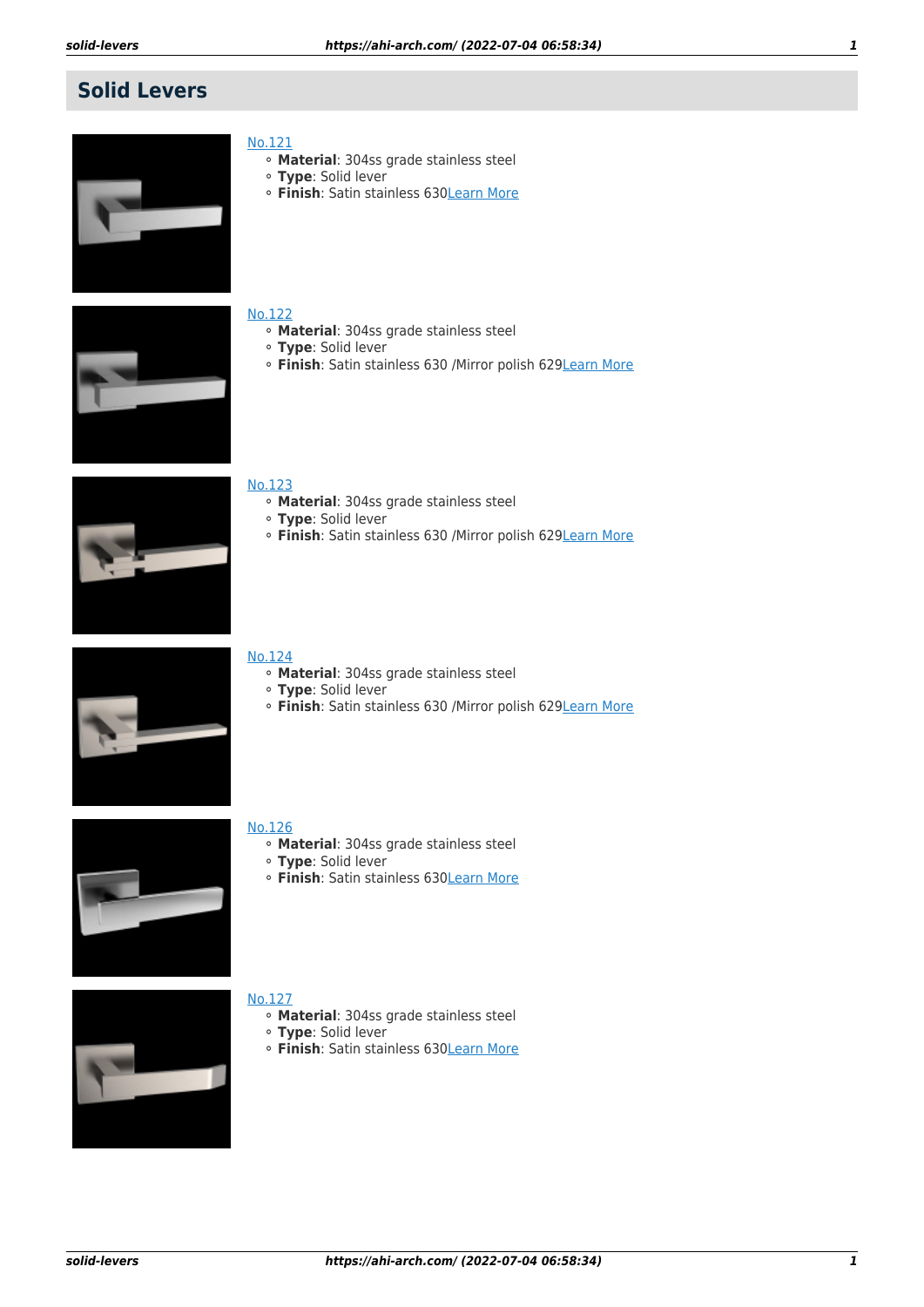# Solid Levers

No.121

- **Material**: 304ss grade stainless steel
- **Type**: Solid lever
- **Finish**: Satin stainless 630Learn More

No.122

- **Material**: 304ss grade stainless steel
- **Type**: Solid lever
- **Finish**: Satin stainless 630 /Mirror polish 629Learn More

No.123

- **Material**: 304ss grade stainless steel
- **Type**: Solid lever
- **Finish**: Satin stainless 630 /Mirror polish 629Learn More

No.124

- **Material**: 304ss grade stainless steel
- **Type**: Solid lever
- **Finish**: Satin stainless 630 /Mirror polish 629Learn More

No.126

- **Material**: 304ss grade stainless steel
- **Type**: Solid lever
- **Finish**: Satin stainless 630Learn More

No.127

- **Material**: 304ss grade stainless steel
- **Type**: Solid lever
- **Finish**: Satin stainless 630Learn More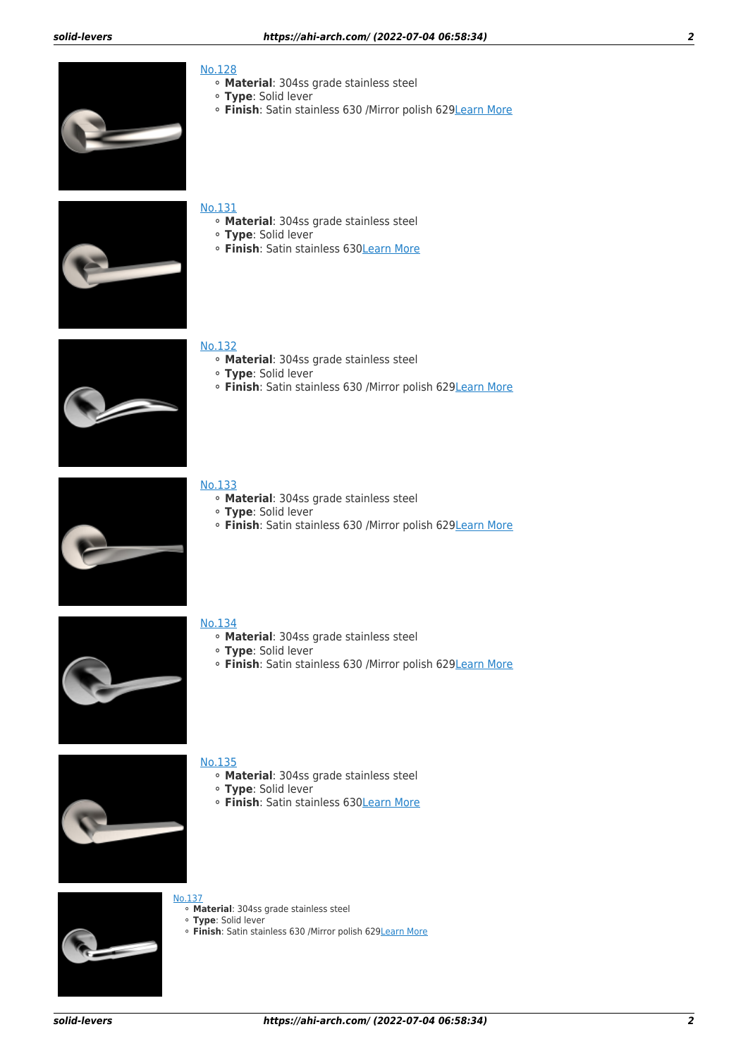[No.128](#)

- **Material**: 304ss grade stainless steel
- **Type**: Solid lever
- **Finish**: Satin stainless 630 /Mirror polish 629[Learn More](#)

[No.131](#)

- **Material**: 304ss grade stainless steel
- **Type**: Solid lever
- **Finish**: Satin stainless 630[Learn More](#)

[No.132](#)

- **Material**: 304ss grade stainless steel
- **Type**: Solid lever
- **Finish**: Satin stainless 630 /Mirror polish 629[Learn More](#)

[No.133](#)

- **Material**: 304ss grade stainless steel
- **Type**: Solid lever
- **Finish**: Satin stainless 630 /Mirror polish 629[Learn More](#)

[No.134](#)

- **Material**: 304ss grade stainless steel
- **Type**: Solid lever
- **Finish**: Satin stainless 630 /Mirror polish 629[Learn More](#)

[No.135](#)

- **Material**: 304ss grade stainless steel
- **Type**: Solid lever
- **Finish**: Satin stainless 630[Learn More](#)

[No.137](#)

- **Material**: 304ss grade stainless steel
- **Type**: Solid lever
- **Finish**: Satin stainless 630 /Mirror polish 629[Learn More](#)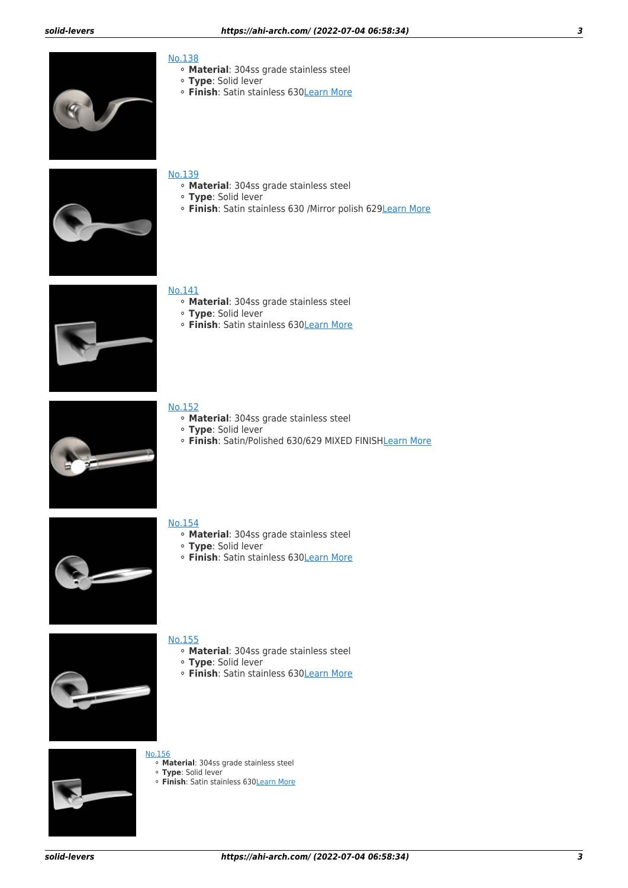No.138

- **Material**: 304ss grade stainless steel
- **Type**: Solid lever
- **Finish**: Satin stainless 630Learn More

No.139

- **Material**: 304ss grade stainless steel
- **Type**: Solid lever
- **Finish**: Satin stainless 630 /Mirror polish 629Learn More

No.141

- **Material**: 304ss grade stainless steel
- **Type**: Solid lever
- **Finish**: Satin stainless 630Learn More

No.152

- **Material**: 304ss grade stainless steel
- **Type**: Solid lever
- **Finish**: Satin/Polished 630/629 MIXED FINISHLearn More

No.154

- **Material**: 304ss grade stainless steel
- **Type**: Solid lever
- **Finish**: Satin stainless 630Learn More

No.155

- **Material**: 304ss grade stainless steel
- **Type**: Solid lever
- **Finish**: Satin stainless 630Learn More

No.156

- **Material**: 304ss grade stainless steel
- **Type**: Solid lever
- **Finish**: Satin stainless 630Learn More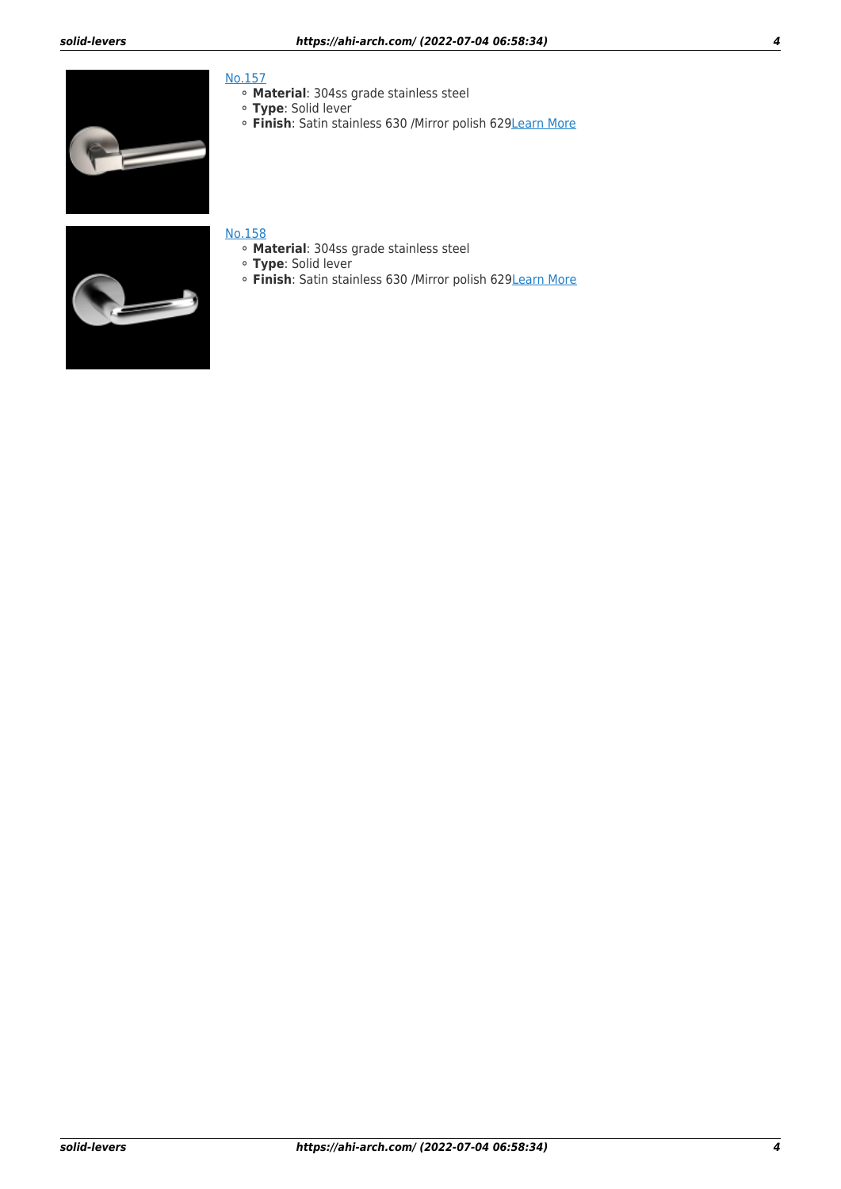No.157

- **Material**: 304ss grade stainless steel
- **Type**: Solid lever
- **Finish**: Satin stainless 630 /Mirror polish 629Learn More

No.158

- **Material**: 304ss grade stainless steel
- **Type**: Solid lever
- **Finish**: Satin stainless 630 /Mirror polish 629Learn More